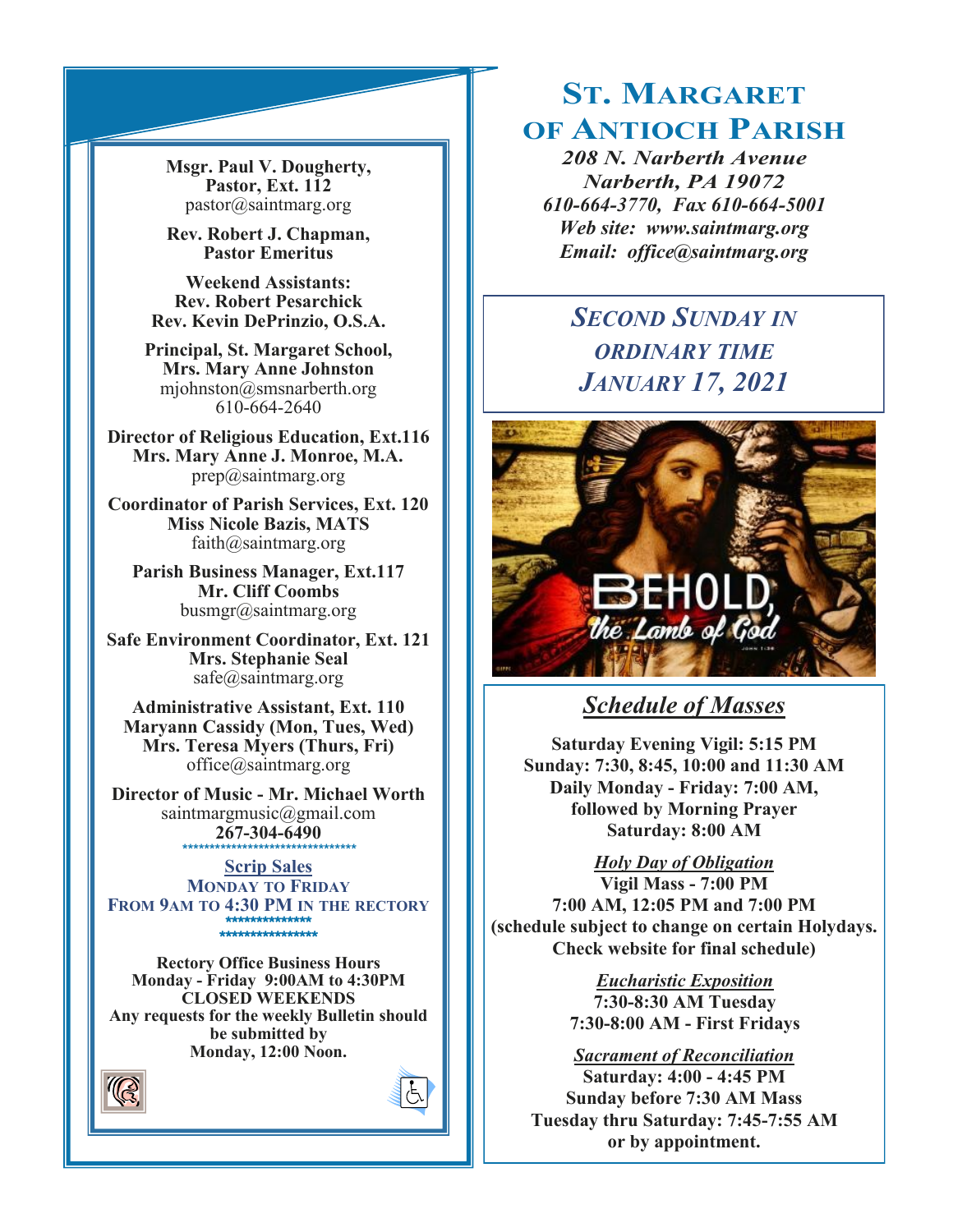# ST. MARGARET OF ANTIOCH PARISH

***208 N. Narberth Avenue***
***Narberth, PA 19072***
***610-664-3770, Fax 610-664-5001***
***Web site: www.saintmarg.org***
***Email: office@saintmarg.org***

## *SECOND SUNDAY IN ORDINARY TIME*
## *JANUARY 17, 2021*

## *Schedule of Masses*

**Saturday Evening Vigil: 5:15 PM**
**Sunday: 7:30, 8:45, 10:00 and 11:30 AM**
**Daily Monday - Friday: 7:00 AM, followed by Morning Prayer**
**Saturday: 8:00 AM**

***Holy Day of Obligation***
**Vigil Mass - 7:00 PM**
**7:00 AM, 12:05 PM and 7:00 PM**
**(schedule subject to change on certain Holydays. Check website for final schedule)**

***Eucharistic Exposition***
**7:30-8:30 AM Tuesday**
**7:30-8:00 AM - First Fridays**

***Sacrament of Reconciliation***
**Saturday: 4:00 - 4:45 PM**
**Sunday before 7:30 AM Mass**
**Tuesday thru Saturday: 7:45-7:55 AM**
**or by appointment.**

---

**Msgr. Paul V. Dougherty, Pastor, Ext. 112**
pastor@saintmarg.org

**Rev. Robert J. Chapman, Pastor Emeritus**

**Weekend Assistants:**
**Rev. Robert Pesarchick**
**Rev. Kevin DePrinzio, O.S.A.**

**Principal, St. Margaret School, Mrs. Mary Anne Johnston**
mjohnston@smsnarberth.org
610-664-2640

**Director of Religious Education, Ext.116**
**Mrs. Mary Anne J. Monroe, M.A.**
prep@saintmarg.org

**Coordinator of Parish Services, Ext. 120**
**Miss Nicole Bazis, MATS**
faith@saintmarg.org

**Parish Business Manager, Ext.117**
**Mr. Cliff Coombs**
busmgr@saintmarg.org

**Safe Environment Coordinator, Ext. 121**
**Mrs. Stephanie Seal**
safe@saintmarg.org

**Administrative Assistant, Ext. 110**
**Maryann Cassidy (Mon, Tues, Wed)**
**Mrs. Teresa Myers (Thurs, Fri)**
office@saintmarg.org

**Director of Music - Mr. Michael Worth**
saintmargmusic@gmail.com
**267-304-6490**

**Scrip Sales**
**MONDAY TO FRIDAY**
**FROM 9AM TO 4:30 PM IN THE RECTORY**

**Rectory Office Business Hours**
**Monday - Friday 9:00AM to 4:30PM**
**CLOSED WEEKENDS**
**Any requests for the weekly Bulletin should be submitted by Monday, 12:00 Noon.**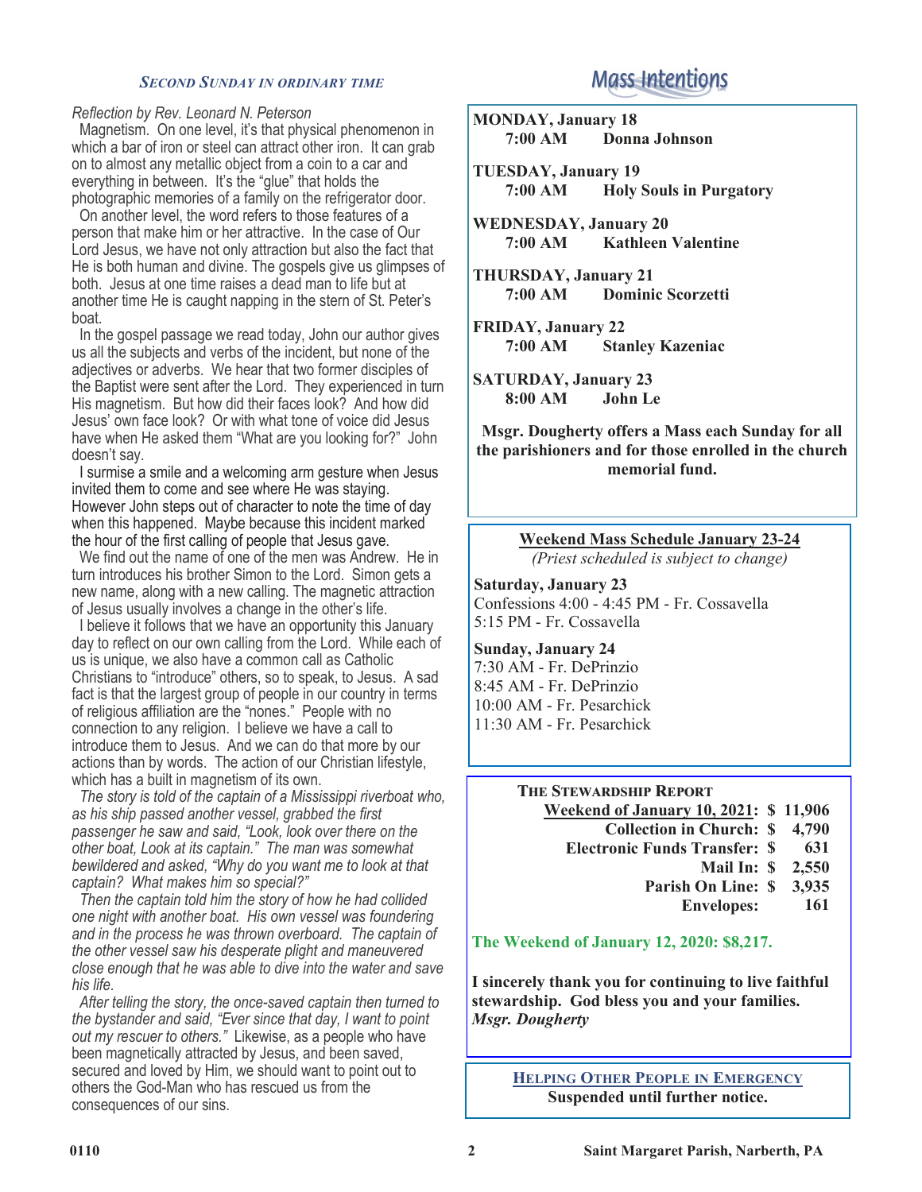## *Second Sunday in Ordinary Time*

*Reflection by Rev. Leonard N. Peterson*

Magnetism. On one level, it's that physical phenomenon in which a bar of iron or steel can attract other iron. It can grab on to almost any metallic object from a coin to a car and everything in between. It's the "glue" that holds the photographic memories of a family on the refrigerator door.

On another level, the word refers to those features of a person that make him or her attractive. In the case of Our Lord Jesus, we have not only attraction but also the fact that He is both human and divine. The gospels give us glimpses of both. Jesus at one time raises a dead man to life but at another time He is caught napping in the stern of St. Peter's boat.

In the gospel passage we read today, John our author gives us all the subjects and verbs of the incident, but none of the adjectives or adverbs. We hear that two former disciples of the Baptist were sent after the Lord. They experienced in turn His magnetism. But how did their faces look? And how did Jesus' own face look? Or with what tone of voice did Jesus have when He asked them "What are you looking for?" John doesn't say.

I surmise a smile and a welcoming arm gesture when Jesus invited them to come and see where He was staying. However John steps out of character to note the time of day when this happened. Maybe because this incident marked the hour of the first calling of people that Jesus gave.

We find out the name of one of the men was Andrew. He in turn introduces his brother Simon to the Lord. Simon gets a new name, along with a new calling. The magnetic attraction of Jesus usually involves a change in the other's life.

I believe it follows that we have an opportunity this January day to reflect on our own calling from the Lord. While each of us is unique, we also have a common call as Catholic Christians to "introduce" others, so to speak, to Jesus. A sad fact is that the largest group of people in our country in terms of religious affiliation are the "nones." People with no connection to any religion. I believe we have a call to introduce them to Jesus. And we can do that more by our actions than by words. The action of our Christian lifestyle, which has a built in magnetism of its own.

*The story is told of the captain of a Mississippi riverboat who, as his ship passed another vessel, grabbed the first passenger he saw and said, "Look, look over there on the other boat, Look at its captain." The man was somewhat bewildered and asked, "Why do you want me to look at that captain? What makes him so special?"*

*Then the captain told him the story of how he had collided one night with another boat. His own vessel was foundering and in the process he was thrown overboard. The captain of the other vessel saw his desperate plight and maneuvered close enough that he was able to dive into the water and save his life.*

*After telling the story, the once-saved captain then turned to the bystander and said, "Ever since that day, I want to point out my rescuer to others."* Likewise, as a people who have been magnetically attracted by Jesus, and been saved, secured and loved by Him, we should want to point out to others the God-Man who has rescued us from the consequences of our sins.

## Mass Intentions

**MONDAY, January 18**
**7:00 AM — Donna Johnson**

**TUESDAY, January 19**
**7:00 AM — Holy Souls in Purgatory**

**WEDNESDAY, January 20**
**7:00 AM — Kathleen Valentine**

**THURSDAY, January 21**
**7:00 AM — Dominic Scorzetti**

**FRIDAY, January 22**
**7:00 AM — Stanley Kazeniac**

**SATURDAY, January 23**
**8:00 AM — John Le**

**Msgr. Dougherty offers a Mass each Sunday for all the parishioners and for those enrolled in the church memorial fund.**

### Weekend Mass Schedule January 23-24

*(Priest scheduled is subject to change)*

**Saturday, January 23**
Confessions 4:00 - 4:45 PM - Fr. Cossavella
5:15 PM - Fr. Cossavella

**Sunday, January 24**
7:30 AM - Fr. DePrinzio
8:45 AM - Fr. DePrinzio
10:00 AM - Fr. Pesarchick
11:30 AM - Fr. Pesarchick

### The Stewardship Report

| | |
|---|---|
| **Weekend of January 10, 2021:** | **$ 11,906** |
| **Collection in Church:** | **$ 4,790** |
| **Electronic Funds Transfer:** | **$ 631** |
| **Mail In:** | **$ 2,550** |
| **Parish On Line:** | **$ 3,935** |
| **Envelopes:** | **161** |

**The Weekend of January 12, 2020: $8,217.**

**I sincerely thank you for continuing to live faithful stewardship. God bless you and your families.**
***Msgr. Dougherty***

### Helping Other People in Emergency

**Suspended until further notice.**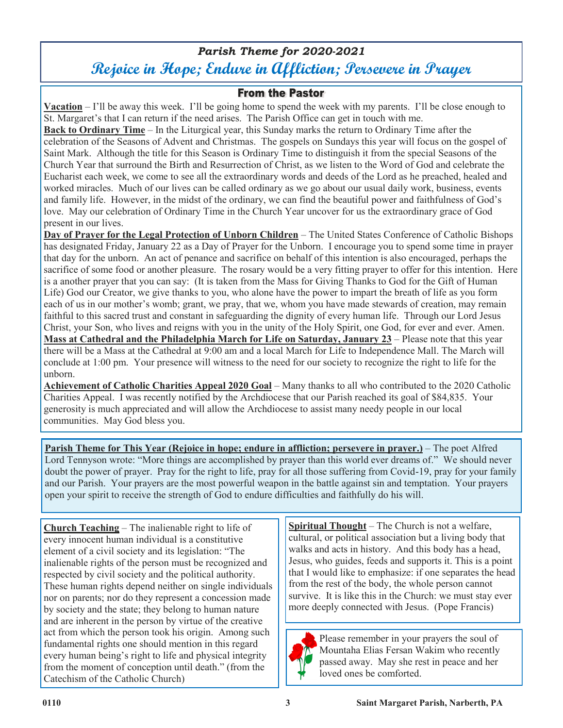## *Parish Theme for 2020-2021*

# *Rejoice in Hope; Endure in Affliction; Persevere in Prayer*

## From the Pastor

**Vacation** – I'll be away this week. I'll be going home to spend the week with my parents. I'll be close enough to St. Margaret's that I can return if the need arises. The Parish Office can get in touch with me.

**Back to Ordinary Time** – In the Liturgical year, this Sunday marks the return to Ordinary Time after the celebration of the Seasons of Advent and Christmas. The gospels on Sundays this year will focus on the gospel of Saint Mark. Although the title for this Season is Ordinary Time to distinguish it from the special Seasons of the Church Year that surround the Birth and Resurrection of Christ, as we listen to the Word of God and celebrate the Eucharist each week, we come to see all the extraordinary words and deeds of the Lord as he preached, healed and worked miracles. Much of our lives can be called ordinary as we go about our usual daily work, business, events and family life. However, in the midst of the ordinary, we can find the beautiful power and faithfulness of God's love. May our celebration of Ordinary Time in the Church Year uncover for us the extraordinary grace of God present in our lives.

**Day of Prayer for the Legal Protection of Unborn Children** – The United States Conference of Catholic Bishops has designated Friday, January 22 as a Day of Prayer for the Unborn. I encourage you to spend some time in prayer that day for the unborn. An act of penance and sacrifice on behalf of this intention is also encouraged, perhaps the sacrifice of some food or another pleasure. The rosary would be a very fitting prayer to offer for this intention. Here is a another prayer that you can say: (It is taken from the Mass for Giving Thanks to God for the Gift of Human Life) God our Creator, we give thanks to you, who alone have the power to impart the breath of life as you form each of us in our mother's womb; grant, we pray, that we, whom you have made stewards of creation, may remain faithful to this sacred trust and constant in safeguarding the dignity of every human life. Through our Lord Jesus Christ, your Son, who lives and reigns with you in the unity of the Holy Spirit, one God, for ever and ever. Amen.

**Mass at Cathedral and the Philadelphia March for Life on Saturday, January 23** – Please note that this year there will be a Mass at the Cathedral at 9:00 am and a local March for Life to Independence Mall. The March will conclude at 1:00 pm. Your presence will witness to the need for our society to recognize the right to life for the unborn.

**Achievement of Catholic Charities Appeal 2020 Goal** – Many thanks to all who contributed to the 2020 Catholic Charities Appeal. I was recently notified by the Archdiocese that our Parish reached its goal of $84,835. Your generosity is much appreciated and will allow the Archdiocese to assist many needy people in our local communities. May God bless you.

**Parish Theme for This Year (Rejoice in hope; endure in affliction; persevere in prayer.)** – The poet Alfred Lord Tennyson wrote: "More things are accomplished by prayer than this world ever dreams of." We should never doubt the power of prayer. Pray for the right to life, pray for all those suffering from Covid-19, pray for your family and our Parish. Your prayers are the most powerful weapon in the battle against sin and temptation. Your prayers open your spirit to receive the strength of God to endure difficulties and faithfully do his will.

**Church Teaching** – The inalienable right to life of every innocent human individual is a constitutive element of a civil society and its legislation: "The inalienable rights of the person must be recognized and respected by civil society and the political authority. These human rights depend neither on single individuals nor on parents; nor do they represent a concession made by society and the state; they belong to human nature and are inherent in the person by virtue of the creative act from which the person took his origin. Among such fundamental rights one should mention in this regard every human being's right to life and physical integrity from the moment of conception until death." (from the Catechism of the Catholic Church)

**Spiritual Thought** – The Church is not a welfare, cultural, or political association but a living body that walks and acts in history. And this body has a head, Jesus, who guides, feeds and supports it. This is a point that I would like to emphasize: if one separates the head from the rest of the body, the whole person cannot survive. It is like this in the Church: we must stay ever more deeply connected with Jesus. (Pope Francis)

Please remember in your prayers the soul of Mountaha Elias Fersan Wakim who recently passed away. May she rest in peace and her loved ones be comforted.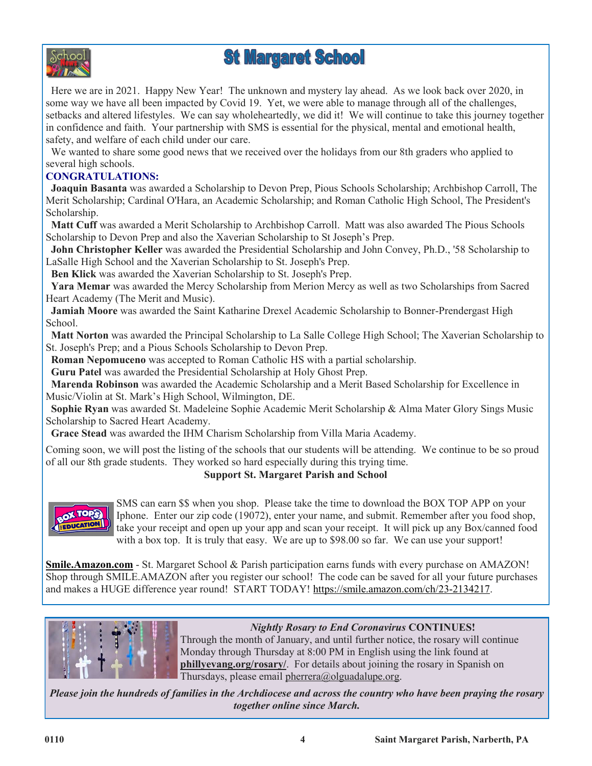# St Margaret School

Here we are in 2021. Happy New Year! The unknown and mystery lay ahead. As we look back over 2020, in some way we have all been impacted by Covid 19. Yet, we were able to manage through all of the challenges, setbacks and altered lifestyles. We can say wholeheartedly, we did it! We will continue to take this journey together in confidence and faith. Your partnership with SMS is essential for the physical, mental and emotional health, safety, and welfare of each child under our care.

We wanted to share some good news that we received over the holidays from our 8th graders who applied to several high schools.

**CONGRATULATIONS:**

**Joaquin Basanta** was awarded a Scholarship to Devon Prep, Pious Schools Scholarship; Archbishop Carroll, The Merit Scholarship; Cardinal O'Hara, an Academic Scholarship; and Roman Catholic High School, The President's Scholarship.

**Matt Cuff** was awarded a Merit Scholarship to Archbishop Carroll. Matt was also awarded The Pious Schools Scholarship to Devon Prep and also the Xaverian Scholarship to St Joseph's Prep.

**John Christopher Keller** was awarded the Presidential Scholarship and John Convey, Ph.D., '58 Scholarship to LaSalle High School and the Xaverian Scholarship to St. Joseph's Prep.

**Ben Klick** was awarded the Xaverian Scholarship to St. Joseph's Prep.

**Yara Memar** was awarded the Mercy Scholarship from Merion Mercy as well as two Scholarships from Sacred Heart Academy (The Merit and Music).

**Jamiah Moore** was awarded the Saint Katharine Drexel Academic Scholarship to Bonner-Prendergast High School.

**Matt Norton** was awarded the Principal Scholarship to La Salle College High School; The Xaverian Scholarship to St. Joseph's Prep; and a Pious Schools Scholarship to Devon Prep.

**Roman Nepomuceno** was accepted to Roman Catholic HS with a partial scholarship.

**Guru Patel** was awarded the Presidential Scholarship at Holy Ghost Prep.

**Marenda Robinson** was awarded the Academic Scholarship and a Merit Based Scholarship for Excellence in Music/Violin at St. Mark's High School, Wilmington, DE.

**Sophie Ryan** was awarded St. Madeleine Sophie Academic Merit Scholarship & Alma Mater Glory Sings Music Scholarship to Sacred Heart Academy.

**Grace Stead** was awarded the IHM Charism Scholarship from Villa Maria Academy.

Coming soon, we will post the listing of the schools that our students will be attending. We continue to be so proud of all our 8th grade students. They worked so hard especially during this trying time.

**Support St. Margaret Parish and School**

SMS can earn $$ when you shop. Please take the time to download the BOX TOP APP on your Iphone. Enter our zip code (19072), enter your name, and submit. Remember after you food shop, take your receipt and open up your app and scan your receipt. It will pick up any Box/canned food with a box top. It is truly that easy. We are up to $98.00 so far. We can use your support!

**Smile.Amazon.com** - St. Margaret School & Parish participation earns funds with every purchase on AMAZON! Shop through SMILE.AMAZON after you register our school! The code can be saved for all your future purchases and makes a HUGE difference year round! START TODAY! https://smile.amazon.com/ch/23-2134217.

***Nightly Rosary to End Coronavirus* CONTINUES!**

Through the month of January, and until further notice, the rosary will continue Monday through Thursday at 8:00 PM in English using the link found at **phillyevang.org/rosary/**. For details about joining the rosary in Spanish on Thursdays, please email pherrera@olguadalupe.org.

***Please join the hundreds of families in the Archdiocese and across the country who have been praying the rosary together online since March.***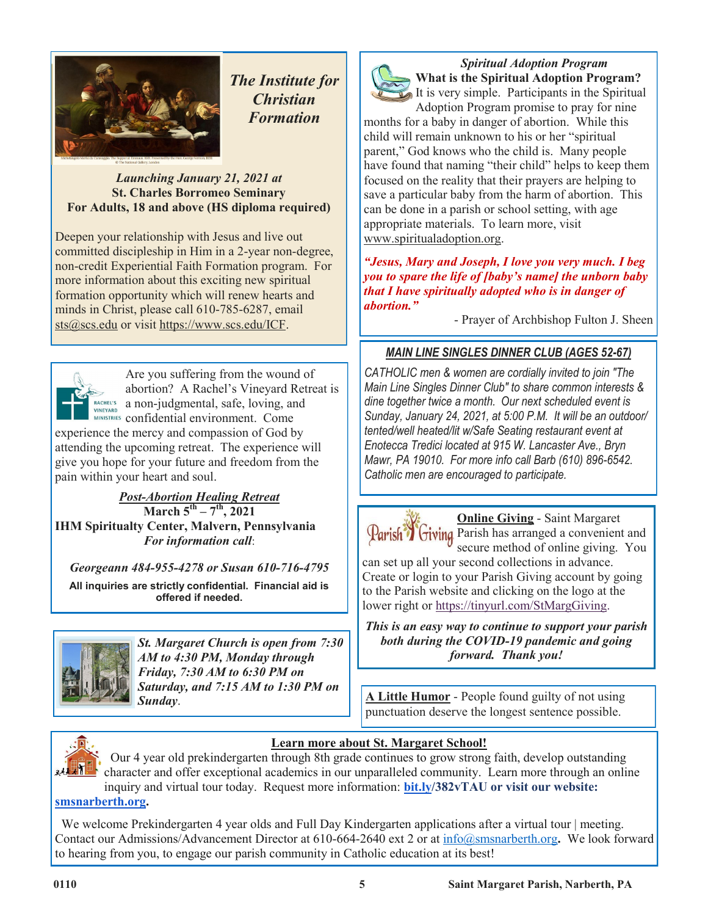## *The Institute for Christian Formation*

*Launching January 21, 2021 at*
**St. Charles Borromeo Seminary**
**For Adults, 18 and above (HS diploma required)**

Deepen your relationship with Jesus and live out committed discipleship in Him in a 2-year non-degree, non-credit Experiential Faith Formation program. For more information about this exciting new spiritual formation opportunity which will renew hearts and minds in Christ, please call 610-785-6287, email sts@scs.edu or visit https://www.scs.edu/ICF.

Are you suffering from the wound of abortion? A Rachel's Vineyard Retreat is a non-judgmental, safe, loving, and confidential environment. Come experience the mercy and compassion of God by attending the upcoming retreat. The experience will give you hope for your future and freedom from the pain within your heart and soul.

***Post-Abortion Healing Retreat***
**March 5th – 7th, 2021**
**IHM Spiritualty Center, Malvern, Pennsylvania**
***For information call*:**

*Georgeann 484-955-4278 or Susan 610-716-4795*

**All inquiries are strictly confidential. Financial aid is offered if needed.**

***St. Margaret Church is open from 7:30 AM to 4:30 PM, Monday through Friday, 7:30 AM to 6:30 PM on Saturday, and 7:15 AM to 1:30 PM on Sunday*.**

### *Spiritual Adoption Program*

**What is the Spiritual Adoption Program?** It is very simple. Participants in the Spiritual Adoption Program promise to pray for nine months for a baby in danger of abortion. While this child will remain unknown to his or her "spiritual parent," God knows who the child is. Many people have found that naming "their child" helps to keep them focused on the reality that their prayers are helping to save a particular baby from the harm of abortion. This can be done in a parish or school setting, with age appropriate materials. To learn more, visit www.spiritualadoption.org.

***"Jesus, Mary and Joseph, I love you very much. I beg you to spare the life of [baby's name] the unborn baby that I have spiritually adopted who is in danger of abortion."***

- Prayer of Archbishop Fulton J. Sheen

### *MAIN LINE SINGLES DINNER CLUB (AGES 52-67)*

*CATHOLIC men & women are cordially invited to join "The Main Line Singles Dinner Club" to share common interests & dine together twice a month. Our next scheduled event is Sunday, January 24, 2021, at 5:00 P.M. It will be an outdoor/tented/well heated/lit w/Safe Seating restaurant event at Enotecca Tredici located at 915 W. Lancaster Ave., Bryn Mawr, PA 19010. For more info call Barb (610) 896-6542. Catholic men are encouraged to participate.*

**Online Giving** - Saint Margaret Parish has arranged a convenient and secure method of online giving. You can set up all your second collections in advance. Create or login to your Parish Giving account by going to the Parish website and clicking on the logo at the lower right or https://tinyurl.com/StMargGiving.

***This is an easy way to continue to support your parish both during the COVID-19 pandemic and going forward. Thank you!***

**A Little Humor** - People found guilty of not using punctuation deserve the longest sentence possible.

### Learn more about St. Margaret School!

Our 4 year old prekindergarten through 8th grade continues to grow strong faith, develop outstanding character and offer exceptional academics in our unparalleled community. Learn more through an online inquiry and virtual tour today. Request more information: **bit.ly/382vTAU or visit our website: smsnarberth.org.**

We welcome Prekindergarten 4 year olds and Full Day Kindergarten applications after a virtual tour | meeting. Contact our Admissions/Advancement Director at 610-664-2640 ext 2 or at info@smsnarberth.org**.** We look forward to hearing from you, to engage our parish community in Catholic education at its best!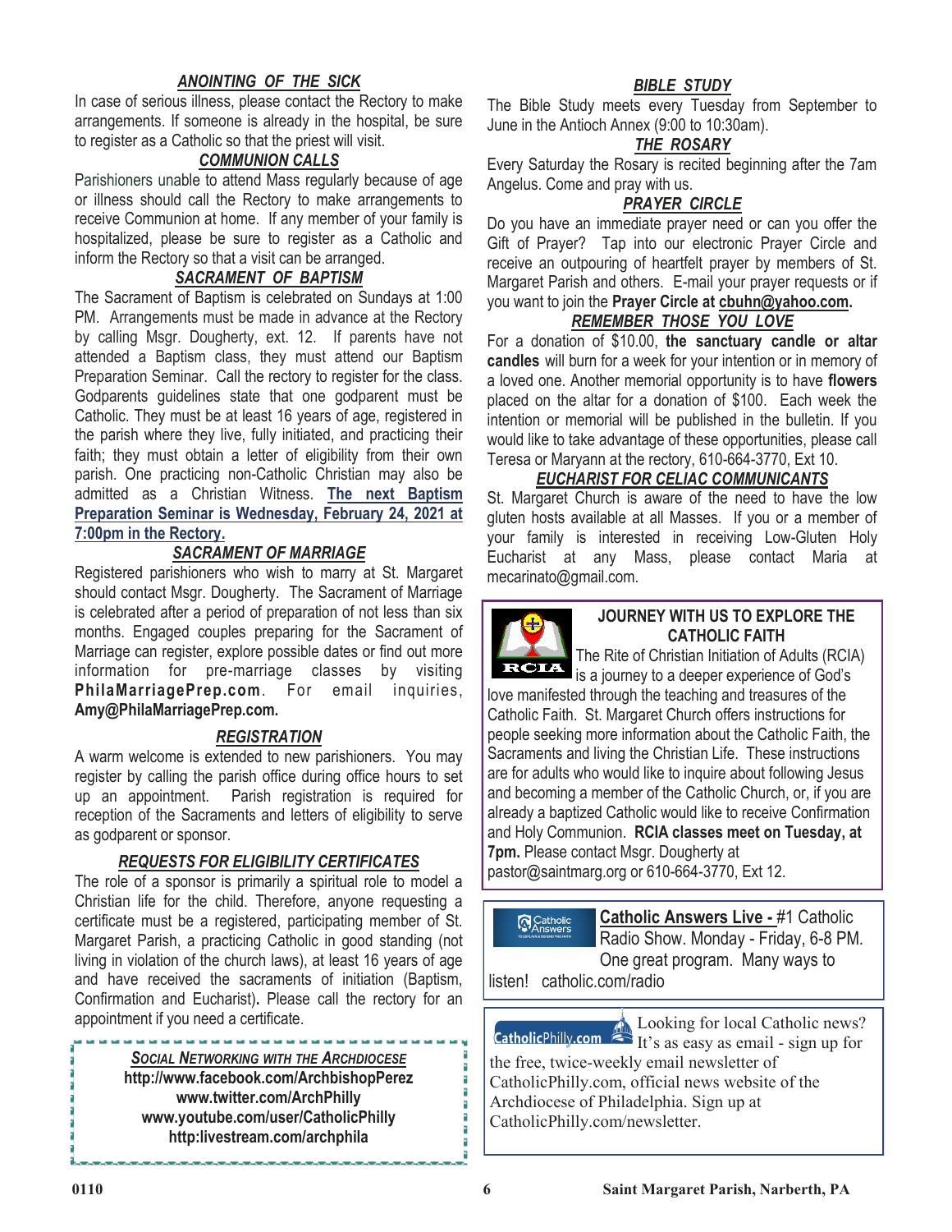## *ANOINTING OF THE SICK*

In case of serious illness, please contact the Rectory to make arrangements. If someone is already in the hospital, be sure to register as a Catholic so that the priest will visit.

## *COMMUNION CALLS*

Parishioners unable to attend Mass regularly because of age or illness should call the Rectory to make arrangements to receive Communion at home. If any member of your family is hospitalized, please be sure to register as a Catholic and inform the Rectory so that a visit can be arranged.

## *SACRAMENT OF BAPTISM*

The Sacrament of Baptism is celebrated on Sundays at 1:00 PM. Arrangements must be made in advance at the Rectory by calling Msgr. Dougherty, ext. 12. If parents have not attended a Baptism class, they must attend our Baptism Preparation Seminar. Call the rectory to register for the class. Godparents guidelines state that one godparent must be Catholic. They must be at least 16 years of age, registered in the parish where they live, fully initiated, and practicing their faith; they must obtain a letter of eligibility from their own parish. One practicing non-Catholic Christian may also be admitted as a Christian Witness. **The next Baptism Preparation Seminar is Wednesday, February 24, 2021 at 7:00pm in the Rectory.**

## *SACRAMENT OF MARRIAGE*

Registered parishioners who wish to marry at St. Margaret should contact Msgr. Dougherty. The Sacrament of Marriage is celebrated after a period of preparation of not less than six months. Engaged couples preparing for the Sacrament of Marriage can register, explore possible dates or find out more information for pre-marriage classes by visiting **PhilaMarriagePrep.com**. For email inquiries, **Amy@PhilaMarriagePrep.com.**

## *REGISTRATION*

A warm welcome is extended to new parishioners. You may register by calling the parish office during office hours to set up an appointment. Parish registration is required for reception of the Sacraments and letters of eligibility to serve as godparent or sponsor.

## *REQUESTS FOR ELIGIBILITY CERTIFICATES*

The role of a sponsor is primarily a spiritual role to model a Christian life for the child. Therefore, anyone requesting a certificate must be a registered, participating member of St. Margaret Parish, a practicing Catholic in good standing (not living in violation of the church laws), at least 16 years of age and have received the sacraments of initiation (Baptism, Confirmation and Eucharist). Please call the rectory for an appointment if you need a certificate.

## *SOCIAL NETWORKING WITH THE ARCHDIOCESE*

**http://www.facebook.com/ArchbishopPerez**
**www.twitter.com/ArchPhilly**
**www.youtube.com/user/CatholicPhilly**
**http:livestream.com/archphila**

## *BIBLE STUDY*

The Bible Study meets every Tuesday from September to June in the Antioch Annex (9:00 to 10:30am).

## *THE ROSARY*

Every Saturday the Rosary is recited beginning after the 7am Angelus. Come and pray with us.

## *PRAYER CIRCLE*

Do you have an immediate prayer need or can you offer the Gift of Prayer? Tap into our electronic Prayer Circle and receive an outpouring of heartfelt prayer by members of St. Margaret Parish and others. E-mail your prayer requests or if you want to join the **Prayer Circle at cbuhn@yahoo.com.**

## *REMEMBER THOSE YOU LOVE*

For a donation of $10.00, **the sanctuary candle or altar candles** will burn for a week for your intention or in memory of a loved one. Another memorial opportunity is to have **flowers** placed on the altar for a donation of $100. Each week the intention or memorial will be published in the bulletin. If you would like to take advantage of these opportunities, please call Teresa or Maryann at the rectory, 610-664-3770, Ext 10.

## *EUCHARIST FOR CELIAC COMMUNICANTS*

St. Margaret Church is aware of the need to have the low gluten hosts available at all Masses. If you or a member of your family is interested in receiving Low-Gluten Holy Eucharist at any Mass, please contact Maria at mecarinato@gmail.com.

## JOURNEY WITH US TO EXPLORE THE CATHOLIC FAITH

The Rite of Christian Initiation of Adults (RCIA) is a journey to a deeper experience of God's love manifested through the teaching and treasures of the Catholic Faith. St. Margaret Church offers instructions for people seeking more information about the Catholic Faith, the Sacraments and living the Christian Life. These instructions are for adults who would like to inquire about following Jesus and becoming a member of the Catholic Church, or, if you are already a baptized Catholic would like to receive Confirmation and Holy Communion. **RCIA classes meet on Tuesday, at 7pm.** Please contact Msgr. Dougherty at pastor@saintmarg.org or 610-664-3770, Ext 12.

**Catholic Answers Live -** #1 Catholic Radio Show. Monday - Friday, 6-8 PM. One great program. Many ways to listen! catholic.com/radio

Looking for local Catholic news? It's as easy as email - sign up for the free, twice-weekly email newsletter of CatholicPhilly.com, official news website of the Archdiocese of Philadelphia. Sign up at CatholicPhilly.com/newsletter.